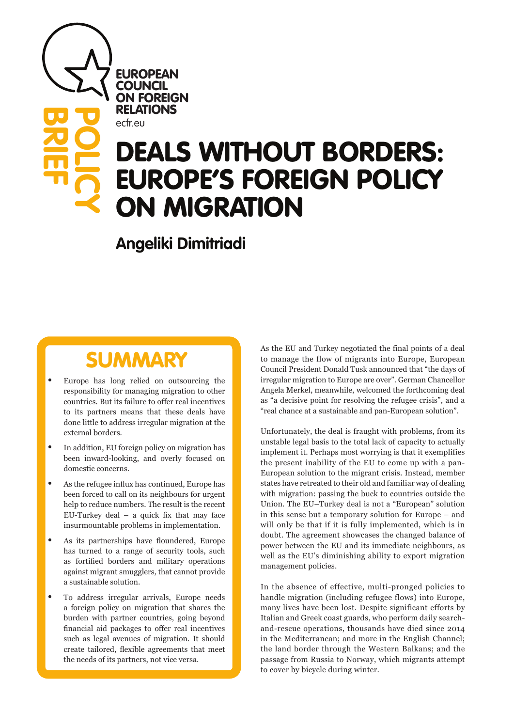EUROPEAN COUNCIL ON FOREIGN RELATIONS
ecfr.eu

POLICY BRIEF

# DEALS WITHOUT BORDERS: EUROPE'S FOREIGN POLICY ON MIGRATION

## Angeliki Dimitriadi

### SUMMARY

- Europe has long relied on outsourcing the responsibility for managing migration to other countries. But its failure to offer real incentives to its partners means that these deals have done little to address irregular migration at the external borders.
- In addition, EU foreign policy on migration has been inward-looking, and overly focused on domestic concerns.
- As the refugee influx has continued, Europe has been forced to call on its neighbours for urgent help to reduce numbers. The result is the recent EU-Turkey deal – a quick fix that may face insurmountable problems in implementation.
- As its partnerships have floundered, Europe has turned to a range of security tools, such as fortified borders and military operations against migrant smugglers, that cannot provide a sustainable solution.
- To address irregular arrivals, Europe needs a foreign policy on migration that shares the burden with partner countries, going beyond financial aid packages to offer real incentives such as legal avenues of migration. It should create tailored, flexible agreements that meet the needs of its partners, not vice versa.

As the EU and Turkey negotiated the final points of a deal to manage the flow of migrants into Europe, European Council President Donald Tusk announced that "the days of irregular migration to Europe are over". German Chancellor Angela Merkel, meanwhile, welcomed the forthcoming deal as "a decisive point for resolving the refugee crisis", and a "real chance at a sustainable and pan-European solution".

Unfortunately, the deal is fraught with problems, from its unstable legal basis to the total lack of capacity to actually implement it. Perhaps most worrying is that it exemplifies the present inability of the EU to come up with a pan-European solution to the migrant crisis. Instead, member states have retreated to their old and familiar way of dealing with migration: passing the buck to countries outside the Union. The EU–Turkey deal is not a "European" solution in this sense but a temporary solution for Europe – and will only be that if it is fully implemented, which is in doubt. The agreement showcases the changed balance of power between the EU and its immediate neighbours, as well as the EU's diminishing ability to export migration management policies.

In the absence of effective, multi-pronged policies to handle migration (including refugee flows) into Europe, many lives have been lost. Despite significant efforts by Italian and Greek coast guards, who perform daily search-and-rescue operations, thousands have died since 2014 in the Mediterranean; and more in the English Channel; the land border through the Western Balkans; and the passage from Russia to Norway, which migrants attempt to cover by bicycle during winter.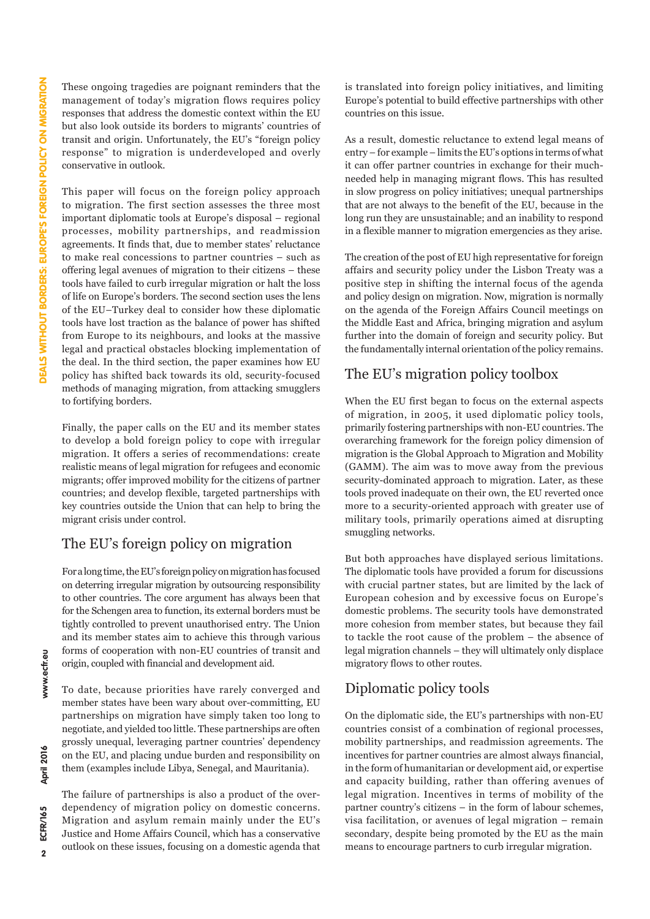These ongoing tragedies are poignant reminders that the management of today's migration flows requires policy responses that address the domestic context within the EU but also look outside its borders to migrants' countries of transit and origin. Unfortunately, the EU's "foreign policy response" to migration is underdeveloped and overly conservative in outlook.

This paper will focus on the foreign policy approach to migration. The first section assesses the three most important diplomatic tools at Europe's disposal – regional processes, mobility partnerships, and readmission agreements. It finds that, due to member states' reluctance to make real concessions to partner countries – such as offering legal avenues of migration to their citizens – these tools have failed to curb irregular migration or halt the loss of life on Europe's borders. The second section uses the lens of the EU–Turkey deal to consider how these diplomatic tools have lost traction as the balance of power has shifted from Europe to its neighbours, and looks at the massive legal and practical obstacles blocking implementation of the deal. In the third section, the paper examines how EU policy has shifted back towards its old, security-focused methods of managing migration, from attacking smugglers to fortifying borders.

Finally, the paper calls on the EU and its member states to develop a bold foreign policy to cope with irregular migration. It offers a series of recommendations: create realistic means of legal migration for refugees and economic migrants; offer improved mobility for the citizens of partner countries; and develop flexible, targeted partnerships with key countries outside the Union that can help to bring the migrant crisis under control.

## The EU's foreign policy on migration

For a long time, the EU's foreign policy on migration has focused on deterring irregular migration by outsourcing responsibility to other countries. The core argument has always been that for the Schengen area to function, its external borders must be tightly controlled to prevent unauthorised entry. The Union and its member states aim to achieve this through various forms of cooperation with non-EU countries of transit and origin, coupled with financial and development aid.

To date, because priorities have rarely converged and member states have been wary about over-committing, EU partnerships on migration have simply taken too long to negotiate, and yielded too little. These partnerships are often grossly unequal, leveraging partner countries' dependency on the EU, and placing undue burden and responsibility on them (examples include Libya, Senegal, and Mauritania).

The failure of partnerships is also a product of the over-dependency of migration policy on domestic concerns. Migration and asylum remain mainly under the EU's Justice and Home Affairs Council, which has a conservative outlook on these issues, focusing on a domestic agenda that is translated into foreign policy initiatives, and limiting Europe's potential to build effective partnerships with other countries on this issue.

As a result, domestic reluctance to extend legal means of entry – for example – limits the EU's options in terms of what it can offer partner countries in exchange for their much-needed help in managing migrant flows. This has resulted in slow progress on policy initiatives; unequal partnerships that are not always to the benefit of the EU, because in the long run they are unsustainable; and an inability to respond in a flexible manner to migration emergencies as they arise.

The creation of the post of EU high representative for foreign affairs and security policy under the Lisbon Treaty was a positive step in shifting the internal focus of the agenda and policy design on migration. Now, migration is normally on the agenda of the Foreign Affairs Council meetings on the Middle East and Africa, bringing migration and asylum further into the domain of foreign and security policy. But the fundamentally internal orientation of the policy remains.

## The EU's migration policy toolbox

When the EU first began to focus on the external aspects of migration, in 2005, it used diplomatic policy tools, primarily fostering partnerships with non-EU countries. The overarching framework for the foreign policy dimension of migration is the Global Approach to Migration and Mobility (GAMM). The aim was to move away from the previous security-dominated approach to migration. Later, as these tools proved inadequate on their own, the EU reverted once more to a security-oriented approach with greater use of military tools, primarily operations aimed at disrupting smuggling networks.

But both approaches have displayed serious limitations. The diplomatic tools have provided a forum for discussions with crucial partner states, but are limited by the lack of European cohesion and by excessive focus on Europe's domestic problems. The security tools have demonstrated more cohesion from member states, but because they fail to tackle the root cause of the problem – the absence of legal migration channels – they will ultimately only displace migratory flows to other routes.

## Diplomatic policy tools

On the diplomatic side, the EU's partnerships with non-EU countries consist of a combination of regional processes, mobility partnerships, and readmission agreements. The incentives for partner countries are almost always financial, in the form of humanitarian or development aid, or expertise and capacity building, rather than offering avenues of legal migration. Incentives in terms of mobility of the partner country's citizens – in the form of labour schemes, visa facilitation, or avenues of legal migration – remain secondary, despite being promoted by the EU as the main means to encourage partners to curb irregular migration.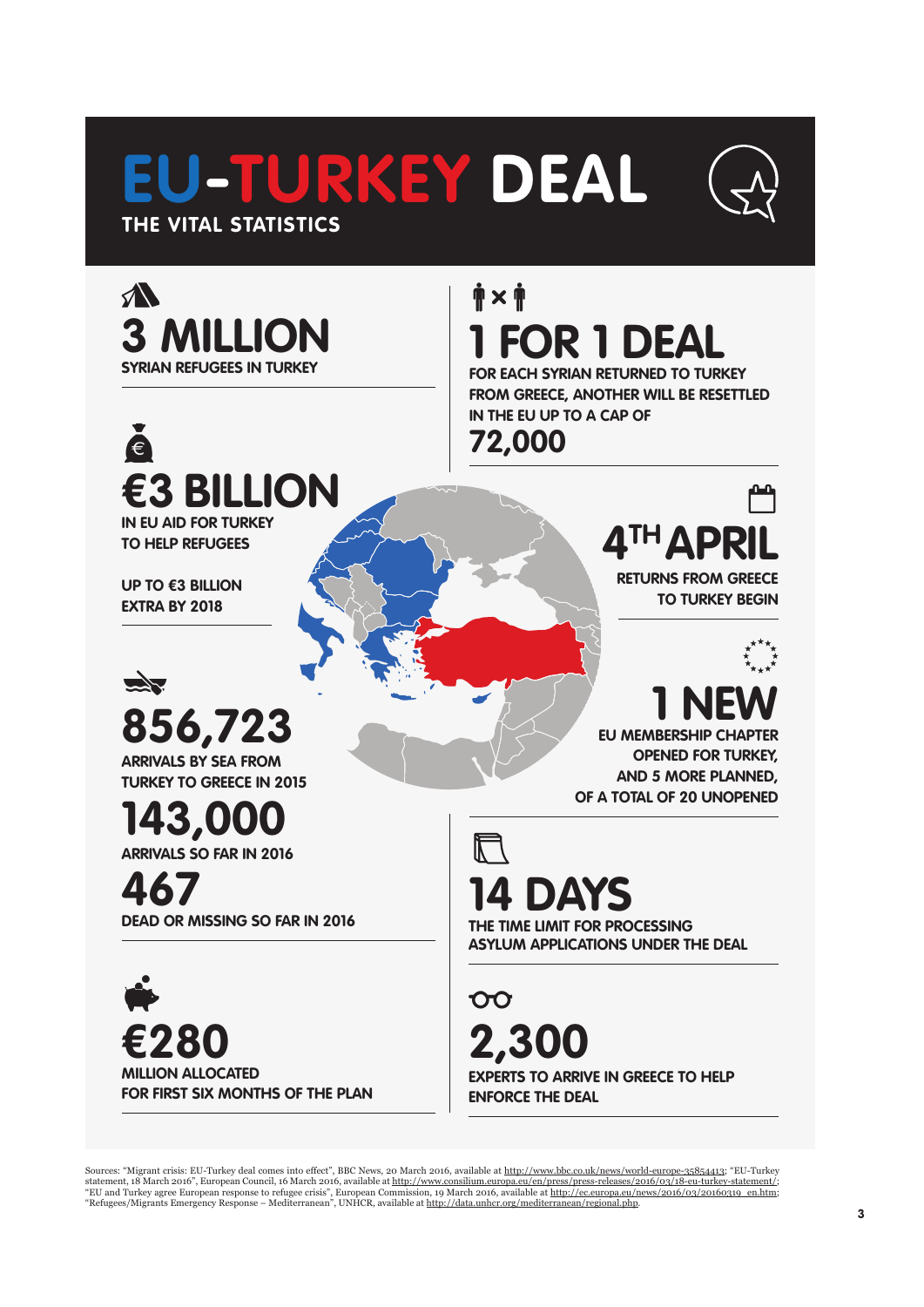# EU-TURKEY DEAL

## THE VITAL STATISTICS

**3 MILLION**
SYRIAN REFUGEES IN TURKEY

**€3 BILLION**
IN EU AID FOR TURKEY TO HELP REFUGEES

UP TO €3 BILLION EXTRA BY 2018

**856,723**
ARRIVALS BY SEA FROM TURKEY TO GREECE IN 2015

**143,000**
ARRIVALS SO FAR IN 2016

**467**
DEAD OR MISSING SO FAR IN 2016

**€280**
MILLION ALLOCATED FOR FIRST SIX MONTHS OF THE PLAN

**1 FOR 1 DEAL**
FOR EACH SYRIAN RETURNED TO TURKEY FROM GREECE, ANOTHER WILL BE RESETTLED IN THE EU UP TO A CAP OF
**72,000**

**4TH APRIL**
RETURNS FROM GREECE TO TURKEY BEGIN

**1 NEW**
EU MEMBERSHIP CHAPTER OPENED FOR TURKEY, AND 5 MORE PLANNED, OF A TOTAL OF 20 UNOPENED

**14 DAYS**
THE TIME LIMIT FOR PROCESSING ASYLUM APPLICATIONS UNDER THE DEAL

**2,300**
EXPERTS TO ARRIVE IN GREECE TO HELP ENFORCE THE DEAL

Sources: "Migrant crisis: EU-Turkey deal comes into effect", BBC News, 20 March 2016, available at http://www.bbc.co.uk/news/world-europe-35854413; "EU-Turkey statement, 18 March 2016", European Council, 16 March 2016, available at http://www.consilium.europa.eu/en/press/press-releases/2016/03/18-eu-turkey-statement/; "EU and Turkey agree European response to refugee crisis", European Commission, 19 March 2016, available at http://ec.europa.eu/news/2016/03/20160319_en.htm; "Refugees/Migrants Emergency Response – Mediterranean", UNHCR, available at http://data.unhcr.org/mediterranean/regional.php.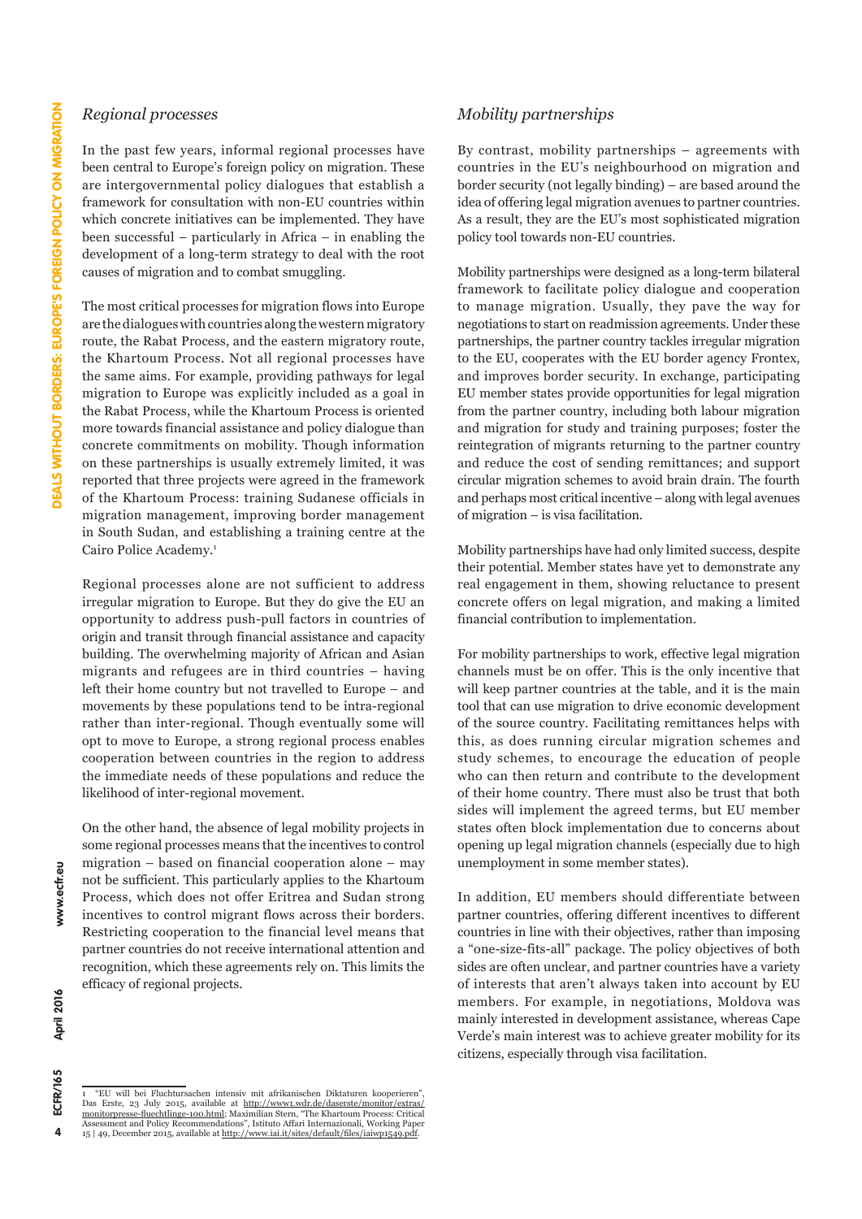## *Regional processes*

In the past few years, informal regional processes have been central to Europe's foreign policy on migration. These are intergovernmental policy dialogues that establish a framework for consultation with non-EU countries within which concrete initiatives can be implemented. They have been successful – particularly in Africa – in enabling the development of a long-term strategy to deal with the root causes of migration and to combat smuggling.

The most critical processes for migration flows into Europe are the dialogues with countries along the western migratory route, the Rabat Process, and the eastern migratory route, the Khartoum Process. Not all regional processes have the same aims. For example, providing pathways for legal migration to Europe was explicitly included as a goal in the Rabat Process, while the Khartoum Process is oriented more towards financial assistance and policy dialogue than concrete commitments on mobility. Though information on these partnerships is usually extremely limited, it was reported that three projects were agreed in the framework of the Khartoum Process: training Sudanese officials in migration management, improving border management in South Sudan, and establishing a training centre at the Cairo Police Academy.[1]

Regional processes alone are not sufficient to address irregular migration to Europe. But they do give the EU an opportunity to address push-pull factors in countries of origin and transit through financial assistance and capacity building. The overwhelming majority of African and Asian migrants and refugees are in third countries – having left their home country but not travelled to Europe – and movements by these populations tend to be intra-regional rather than inter-regional. Though eventually some will opt to move to Europe, a strong regional process enables cooperation between countries in the region to address the immediate needs of these populations and reduce the likelihood of inter-regional movement.

On the other hand, the absence of legal mobility projects in some regional processes means that the incentives to control migration – based on financial cooperation alone – may not be sufficient. This particularly applies to the Khartoum Process, which does not offer Eritrea and Sudan strong incentives to control migrant flows across their borders. Restricting cooperation to the financial level means that partner countries do not receive international attention and recognition, which these agreements rely on. This limits the efficacy of regional projects.

## *Mobility partnerships*

By contrast, mobility partnerships – agreements with countries in the EU's neighbourhood on migration and border security (not legally binding) – are based around the idea of offering legal migration avenues to partner countries. As a result, they are the EU's most sophisticated migration policy tool towards non-EU countries.

Mobility partnerships were designed as a long-term bilateral framework to facilitate policy dialogue and cooperation to manage migration. Usually, they pave the way for negotiations to start on readmission agreements. Under these partnerships, the partner country tackles irregular migration to the EU, cooperates with the EU border agency Frontex, and improves border security. In exchange, participating EU member states provide opportunities for legal migration from the partner country, including both labour migration and migration for study and training purposes; foster the reintegration of migrants returning to the partner country and reduce the cost of sending remittances; and support circular migration schemes to avoid brain drain. The fourth and perhaps most critical incentive – along with legal avenues of migration – is visa facilitation.

Mobility partnerships have had only limited success, despite their potential. Member states have yet to demonstrate any real engagement in them, showing reluctance to present concrete offers on legal migration, and making a limited financial contribution to implementation.

For mobility partnerships to work, effective legal migration channels must be on offer. This is the only incentive that will keep partner countries at the table, and it is the main tool that can use migration to drive economic development of the source country. Facilitating remittances helps with this, as does running circular migration schemes and study schemes, to encourage the education of people who can then return and contribute to the development of their home country. There must also be trust that both sides will implement the agreed terms, but EU member states often block implementation due to concerns about opening up legal migration channels (especially due to high unemployment in some member states).

In addition, EU members should differentiate between partner countries, offering different incentives to different countries in line with their objectives, rather than imposing a "one-size-fits-all" package. The policy objectives of both sides are often unclear, and partner countries have a variety of interests that aren't always taken into account by EU members. For example, in negotiations, Moldova was mainly interested in development assistance, whereas Cape Verde's main interest was to achieve greater mobility for its citizens, especially through visa facilitation.

---

1 "EU will bei Fluchtursachen intensiv mit afrikanischen Diktaturen kooperieren", Das Erste, 23 July 2015, available at http://www1.wdr.de/daserste/monitor/extras/monitorpresse-fluechtlinge-100.html; Maximilian Stern, "The Khartoum Process: Critical Assessment and Policy Recommendations", Istituto Affari Internazionali, Working Paper 15 | 49, December 2015, available at http://www.iai.it/sites/default/files/iaiwp1549.pdf.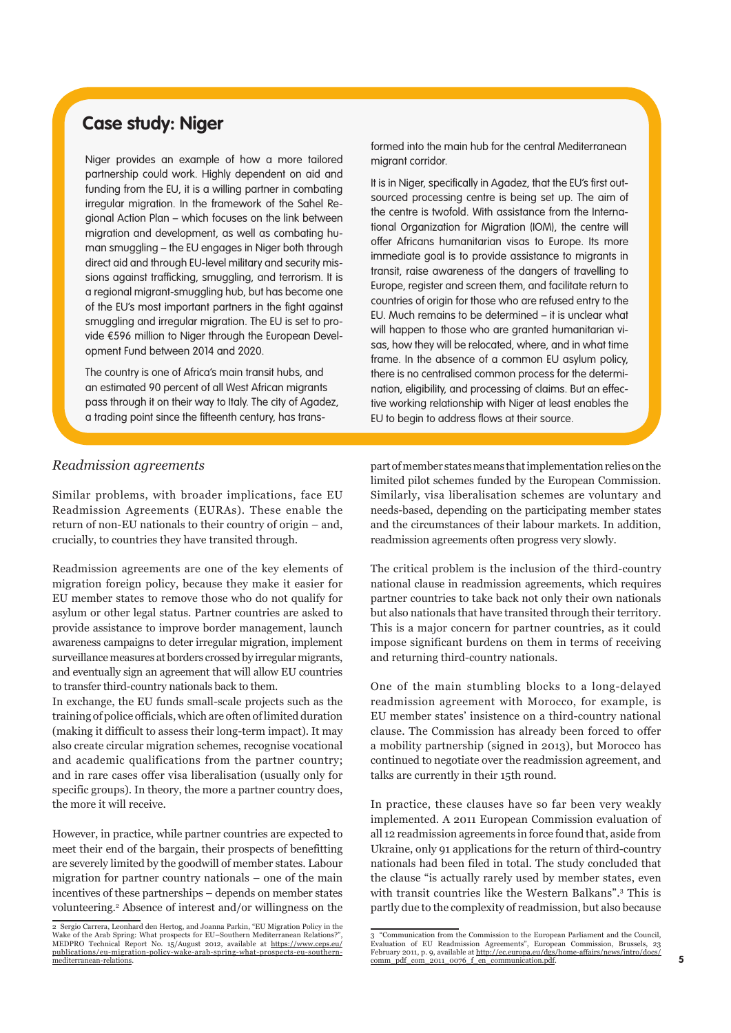## Case study: Niger

Niger provides an example of how a more tailored partnership could work. Highly dependent on aid and funding from the EU, it is a willing partner in combating irregular migration. In the framework of the Sahel Regional Action Plan – which focuses on the link between migration and development, as well as combating human smuggling – the EU engages in Niger both through direct aid and through EU-level military and security missions against trafficking, smuggling, and terrorism. It is a regional migrant-smuggling hub, but has become one of the EU's most important partners in the fight against smuggling and irregular migration. The EU is set to provide €596 million to Niger through the European Development Fund between 2014 and 2020.

The country is one of Africa's main transit hubs, and an estimated 90 percent of all West African migrants pass through it on their way to Italy. The city of Agadez, a trading point since the fifteenth century, has transformed into the main hub for the central Mediterranean migrant corridor.

It is in Niger, specifically in Agadez, that the EU's first outsourced processing centre is being set up. The aim of the centre is twofold. With assistance from the International Organization for Migration (IOM), the centre will offer Africans humanitarian visas to Europe. Its more immediate goal is to provide assistance to migrants in transit, raise awareness of the dangers of travelling to Europe, register and screen them, and facilitate return to countries of origin for those who are refused entry to the EU. Much remains to be determined – it is unclear what will happen to those who are granted humanitarian visas, how they will be relocated, where, and in what time frame. In the absence of a common EU asylum policy, there is no centralised common process for the determination, eligibility, and processing of claims. But an effective working relationship with Niger at least enables the EU to begin to address flows at their source.

### *Readmission agreements*

Similar problems, with broader implications, face EU Readmission Agreements (EURAs). These enable the return of non-EU nationals to their country of origin – and, crucially, to countries they have transited through.

Readmission agreements are one of the key elements of migration foreign policy, because they make it easier for EU member states to remove those who do not qualify for asylum or other legal status. Partner countries are asked to provide assistance to improve border management, launch awareness campaigns to deter irregular migration, implement surveillance measures at borders crossed by irregular migrants, and eventually sign an agreement that will allow EU countries to transfer third-country nationals back to them.

In exchange, the EU funds small-scale projects such as the training of police officials, which are often of limited duration (making it difficult to assess their long-term impact). It may also create circular migration schemes, recognise vocational and academic qualifications from the partner country; and in rare cases offer visa liberalisation (usually only for specific groups). In theory, the more a partner country does, the more it will receive.

However, in practice, while partner countries are expected to meet their end of the bargain, their prospects of benefitting are severely limited by the goodwill of member states. Labour migration for partner country nationals – one of the main incentives of these partnerships – depends on member states volunteering.[2] Absence of interest and/or willingness on the part of member states means that implementation relies on the limited pilot schemes funded by the European Commission. Similarly, visa liberalisation schemes are voluntary and needs-based, depending on the participating member states and the circumstances of their labour markets. In addition, readmission agreements often progress very slowly.

The critical problem is the inclusion of the third-country national clause in readmission agreements, which requires partner countries to take back not only their own nationals but also nationals that have transited through their territory. This is a major concern for partner countries, as it could impose significant burdens on them in terms of receiving and returning third-country nationals.

One of the main stumbling blocks to a long-delayed readmission agreement with Morocco, for example, is EU member states' insistence on a third-country national clause. The Commission has already been forced to offer a mobility partnership (signed in 2013), but Morocco has continued to negotiate over the readmission agreement, and talks are currently in their 15th round.

In practice, these clauses have so far been very weakly implemented. A 2011 European Commission evaluation of all 12 readmission agreements in force found that, aside from Ukraine, only 91 applications for the return of third-country nationals had been filed in total. The study concluded that the clause "is actually rarely used by member states, even with transit countries like the Western Balkans".[3] This is partly due to the complexity of readmission, but also because

---

2 Sergio Carrera, Leonhard den Hertog, and Joanna Parkin, "EU Migration Policy in the Wake of the Arab Spring: What prospects for EU–Southern Mediterranean Relations?", MEDPRO Technical Report No. 15/August 2012, available at https://www.ceps.eu/publications/eu-migration-policy-wake-arab-spring-what-prospects-eu-southern-mediterranean-relations.

3 "Communication from the Commission to the European Parliament and the Council, Evaluation of EU Readmission Agreements", European Commission, Brussels, 23 February 2011, p. 9, available at http://ec.europa.eu/dgs/home-affairs/news/intro/docs/comm_pdf_com_2011_0076_f_en_communication.pdf.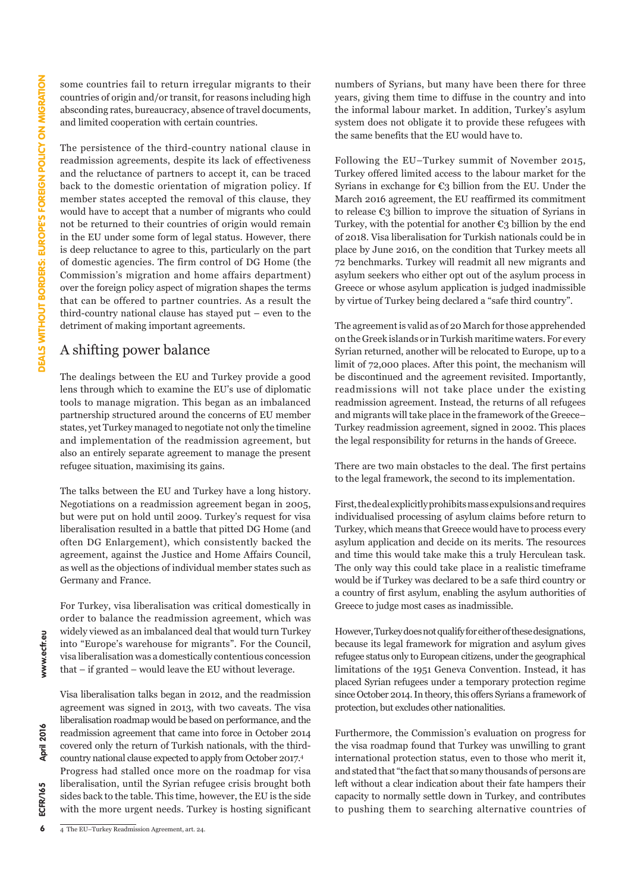some countries fail to return irregular migrants to their countries of origin and/or transit, for reasons including high absconding rates, bureaucracy, absence of travel documents, and limited cooperation with certain countries.

The persistence of the third-country national clause in readmission agreements, despite its lack of effectiveness and the reluctance of partners to accept it, can be traced back to the domestic orientation of migration policy. If member states accepted the removal of this clause, they would have to accept that a number of migrants who could not be returned to their countries of origin would remain in the EU under some form of legal status. However, there is deep reluctance to agree to this, particularly on the part of domestic agencies. The firm control of DG Home (the Commission's migration and home affairs department) over the foreign policy aspect of migration shapes the terms that can be offered to partner countries. As a result the third-country national clause has stayed put – even to the detriment of making important agreements.

## A shifting power balance

The dealings between the EU and Turkey provide a good lens through which to examine the EU's use of diplomatic tools to manage migration. This began as an imbalanced partnership structured around the concerns of EU member states, yet Turkey managed to negotiate not only the timeline and implementation of the readmission agreement, but also an entirely separate agreement to manage the present refugee situation, maximising its gains.

The talks between the EU and Turkey have a long history. Negotiations on a readmission agreement began in 2005, but were put on hold until 2009. Turkey's request for visa liberalisation resulted in a battle that pitted DG Home (and often DG Enlargement), which consistently backed the agreement, against the Justice and Home Affairs Council, as well as the objections of individual member states such as Germany and France.

For Turkey, visa liberalisation was critical domestically in order to balance the readmission agreement, which was widely viewed as an imbalanced deal that would turn Turkey into "Europe's warehouse for migrants". For the Council, visa liberalisation was a domestically contentious concession that – if granted – would leave the EU without leverage.

Visa liberalisation talks began in 2012, and the readmission agreement was signed in 2013, with two caveats. The visa liberalisation roadmap would be based on performance, and the readmission agreement that came into force in October 2014 covered only the return of Turkish nationals, with the third-country national clause expected to apply from October 2017.[4] Progress had stalled once more on the roadmap for visa liberalisation, until the Syrian refugee crisis brought both sides back to the table. This time, however, the EU is the side with the more urgent needs. Turkey is hosting significant numbers of Syrians, but many have been there for three years, giving them time to diffuse in the country and into the informal labour market. In addition, Turkey's asylum system does not obligate it to provide these refugees with the same benefits that the EU would have to.

Following the EU–Turkey summit of November 2015, Turkey offered limited access to the labour market for the Syrians in exchange for €3 billion from the EU. Under the March 2016 agreement, the EU reaffirmed its commitment to release €3 billion to improve the situation of Syrians in Turkey, with the potential for another €3 billion by the end of 2018. Visa liberalisation for Turkish nationals could be in place by June 2016, on the condition that Turkey meets all 72 benchmarks. Turkey will readmit all new migrants and asylum seekers who either opt out of the asylum process in Greece or whose asylum application is judged inadmissible by virtue of Turkey being declared a "safe third country".

The agreement is valid as of 20 March for those apprehended on the Greek islands or in Turkish maritime waters. For every Syrian returned, another will be relocated to Europe, up to a limit of 72,000 places. After this point, the mechanism will be discontinued and the agreement revisited. Importantly, readmissions will not take place under the existing readmission agreement. Instead, the returns of all refugees and migrants will take place in the framework of the Greece–Turkey readmission agreement, signed in 2002. This places the legal responsibility for returns in the hands of Greece.

There are two main obstacles to the deal. The first pertains to the legal framework, the second to its implementation.

First, the deal explicitly prohibits mass expulsions and requires individualised processing of asylum claims before return to Turkey, which means that Greece would have to process every asylum application and decide on its merits. The resources and time this would take make this a truly Herculean task. The only way this could take place in a realistic timeframe would be if Turkey was declared to be a safe third country or a country of first asylum, enabling the asylum authorities of Greece to judge most cases as inadmissible.

However, Turkey does not qualify for either of these designations, because its legal framework for migration and asylum gives refugee status only to European citizens, under the geographical limitations of the 1951 Geneva Convention. Instead, it has placed Syrian refugees under a temporary protection regime since October 2014. In theory, this offers Syrians a framework of protection, but excludes other nationalities.

Furthermore, the Commission's evaluation on progress for the visa roadmap found that Turkey was unwilling to grant international protection status, even to those who merit it, and stated that "the fact that so many thousands of persons are left without a clear indication about their fate hampers their capacity to normally settle down in Turkey, and contributes to pushing them to searching alternative countries of

[4] The EU–Turkey Readmission Agreement, art. 24.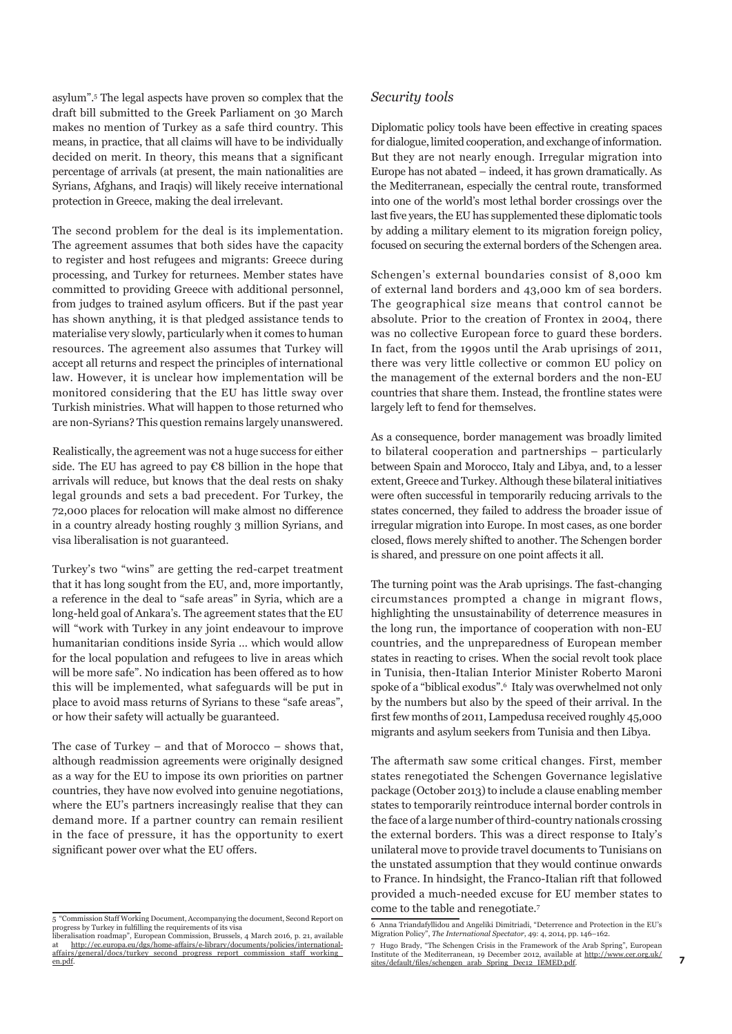asylum".[5] The legal aspects have proven so complex that the draft bill submitted to the Greek Parliament on 30 March makes no mention of Turkey as a safe third country. This means, in practice, that all claims will have to be individually decided on merit. In theory, this means that a significant percentage of arrivals (at present, the main nationalities are Syrians, Afghans, and Iraqis) will likely receive international protection in Greece, making the deal irrelevant.

The second problem for the deal is its implementation. The agreement assumes that both sides have the capacity to register and host refugees and migrants: Greece during processing, and Turkey for returnees. Member states have committed to providing Greece with additional personnel, from judges to trained asylum officers. But if the past year has shown anything, it is that pledged assistance tends to materialise very slowly, particularly when it comes to human resources. The agreement also assumes that Turkey will accept all returns and respect the principles of international law. However, it is unclear how implementation will be monitored considering that the EU has little sway over Turkish ministries. What will happen to those returned who are non-Syrians? This question remains largely unanswered.

Realistically, the agreement was not a huge success for either side. The EU has agreed to pay €8 billion in the hope that arrivals will reduce, but knows that the deal rests on shaky legal grounds and sets a bad precedent. For Turkey, the 72,000 places for relocation will make almost no difference in a country already hosting roughly 3 million Syrians, and visa liberalisation is not guaranteed.

Turkey's two "wins" are getting the red-carpet treatment that it has long sought from the EU, and, more importantly, a reference in the deal to "safe areas" in Syria, which are a long-held goal of Ankara's. The agreement states that the EU will "work with Turkey in any joint endeavour to improve humanitarian conditions inside Syria … which would allow for the local population and refugees to live in areas which will be more safe". No indication has been offered as to how this will be implemented, what safeguards will be put in place to avoid mass returns of Syrians to these "safe areas", or how their safety will actually be guaranteed.

The case of Turkey – and that of Morocco – shows that, although readmission agreements were originally designed as a way for the EU to impose its own priorities on partner countries, they have now evolved into genuine negotiations, where the EU's partners increasingly realise that they can demand more. If a partner country can remain resilient in the face of pressure, it has the opportunity to exert significant power over what the EU offers.

### *Security tools*

Diplomatic policy tools have been effective in creating spaces for dialogue, limited cooperation, and exchange of information. But they are not nearly enough. Irregular migration into Europe has not abated – indeed, it has grown dramatically. As the Mediterranean, especially the central route, transformed into one of the world's most lethal border crossings over the last five years, the EU has supplemented these diplomatic tools by adding a military element to its migration foreign policy, focused on securing the external borders of the Schengen area.

Schengen's external boundaries consist of 8,000 km of external land borders and 43,000 km of sea borders. The geographical size means that control cannot be absolute. Prior to the creation of Frontex in 2004, there was no collective European force to guard these borders. In fact, from the 1990s until the Arab uprisings of 2011, there was very little collective or common EU policy on the management of the external borders and the non-EU countries that share them. Instead, the frontline states were largely left to fend for themselves.

As a consequence, border management was broadly limited to bilateral cooperation and partnerships – particularly between Spain and Morocco, Italy and Libya, and, to a lesser extent, Greece and Turkey. Although these bilateral initiatives were often successful in temporarily reducing arrivals to the states concerned, they failed to address the broader issue of irregular migration into Europe. In most cases, as one border closed, flows merely shifted to another. The Schengen border is shared, and pressure on one point affects it all.

The turning point was the Arab uprisings. The fast-changing circumstances prompted a change in migrant flows, highlighting the unsustainability of deterrence measures in the long run, the importance of cooperation with non-EU countries, and the unpreparedness of European member states in reacting to crises. When the social revolt took place in Tunisia, then-Italian Interior Minister Roberto Maroni spoke of a "biblical exodus".[6] Italy was overwhelmed not only by the numbers but also by the speed of their arrival. In the first few months of 2011, Lampedusa received roughly 45,000 migrants and asylum seekers from Tunisia and then Libya.

The aftermath saw some critical changes. First, member states renegotiated the Schengen Governance legislative package (October 2013) to include a clause enabling member states to temporarily reintroduce internal border controls in the face of a large number of third-country nationals crossing the external borders. This was a direct response to Italy's unilateral move to provide travel documents to Tunisians on the unstated assumption that they would continue onwards to France. In hindsight, the Franco-Italian rift that followed provided a much-needed excuse for EU member states to come to the table and renegotiate.[7]

---

5 "Commission Staff Working Document, Accompanying the document, Second Report on progress by Turkey in fulfilling the requirements of its visa liberalisation roadmap", European Commission, Brussels, 4 March 2016, p. 21, available at http://ec.europa.eu/dgs/home-affairs/e-library/documents/policies/international-affairs/general/docs/turkey_second_progress_report_commission_staff_working_en.pdf.

6 Anna Triandafyllidou and Angeliki Dimitriadi, "Deterrence and Protection in the EU's Migration Policy", *The International Spectator*, 49: 4, 2014, pp. 146–162.

7 Hugo Brady, "The Schengen Crisis in the Framework of the Arab Spring", European Institute of the Mediterranean, 19 December 2012, available at http://www.cer.org.uk/sites/default/files/schengen_arab_Spring_Dec12_IEMED.pdf.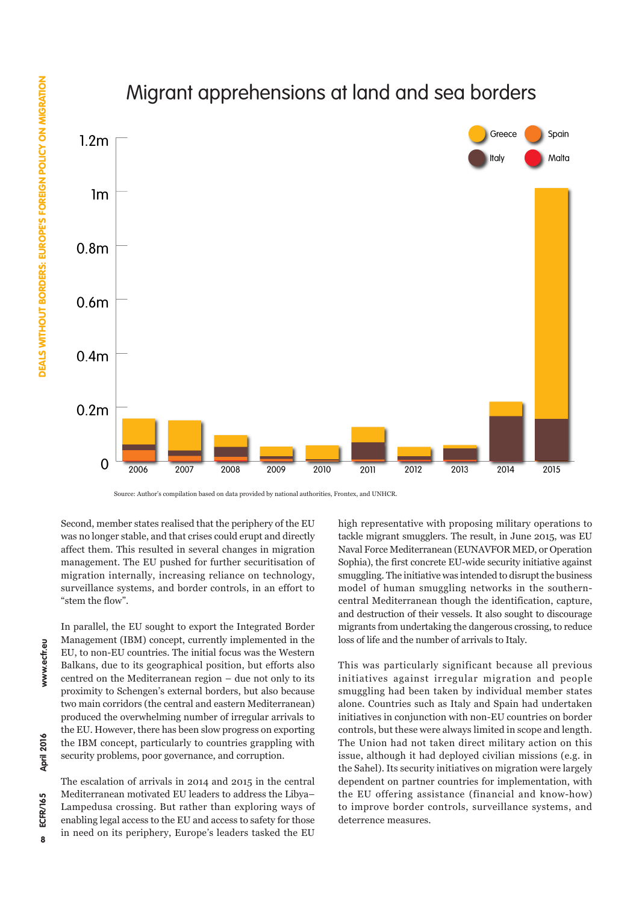## Migrant apprehensions at land and sea borders

Source: Author's compilation based on data provided by national authorities, Frontex, and UNHCR.

Second, member states realised that the periphery of the EU was no longer stable, and that crises could erupt and directly affect them. This resulted in several changes in migration management. The EU pushed for further securitisation of migration internally, increasing reliance on technology, surveillance systems, and border controls, in an effort to "stem the flow".

In parallel, the EU sought to export the Integrated Border Management (IBM) concept, currently implemented in the EU, to non-EU countries. The initial focus was the Western Balkans, due to its geographical position, but efforts also centred on the Mediterranean region – due not only to its proximity to Schengen's external borders, but also because two main corridors (the central and eastern Mediterranean) produced the overwhelming number of irregular arrivals to the EU. However, there has been slow progress on exporting the IBM concept, particularly to countries grappling with security problems, poor governance, and corruption.

The escalation of arrivals in 2014 and 2015 in the central Mediterranean motivated EU leaders to address the Libya–Lampedusa crossing. But rather than exploring ways of enabling legal access to the EU and access to safety for those in need on its periphery, Europe's leaders tasked the EU high representative with proposing military operations to tackle migrant smugglers. The result, in June 2015, was EU Naval Force Mediterranean (EUNAVFOR MED, or Operation Sophia), the first concrete EU-wide security initiative against smuggling. The initiative was intended to disrupt the business model of human smuggling networks in the southern-central Mediterranean though the identification, capture, and destruction of their vessels. It also sought to discourage migrants from undertaking the dangerous crossing, to reduce loss of life and the number of arrivals to Italy.

This was particularly significant because all previous initiatives against irregular migration and people smuggling had been taken by individual member states alone. Countries such as Italy and Spain had undertaken initiatives in conjunction with non-EU countries on border controls, but these were always limited in scope and length. The Union had not taken direct military action on this issue, although it had deployed civilian missions (e.g. in the Sahel). Its security initiatives on migration were largely dependent on partner countries for implementation, with the EU offering assistance (financial and know-how) to improve border controls, surveillance systems, and deterrence measures.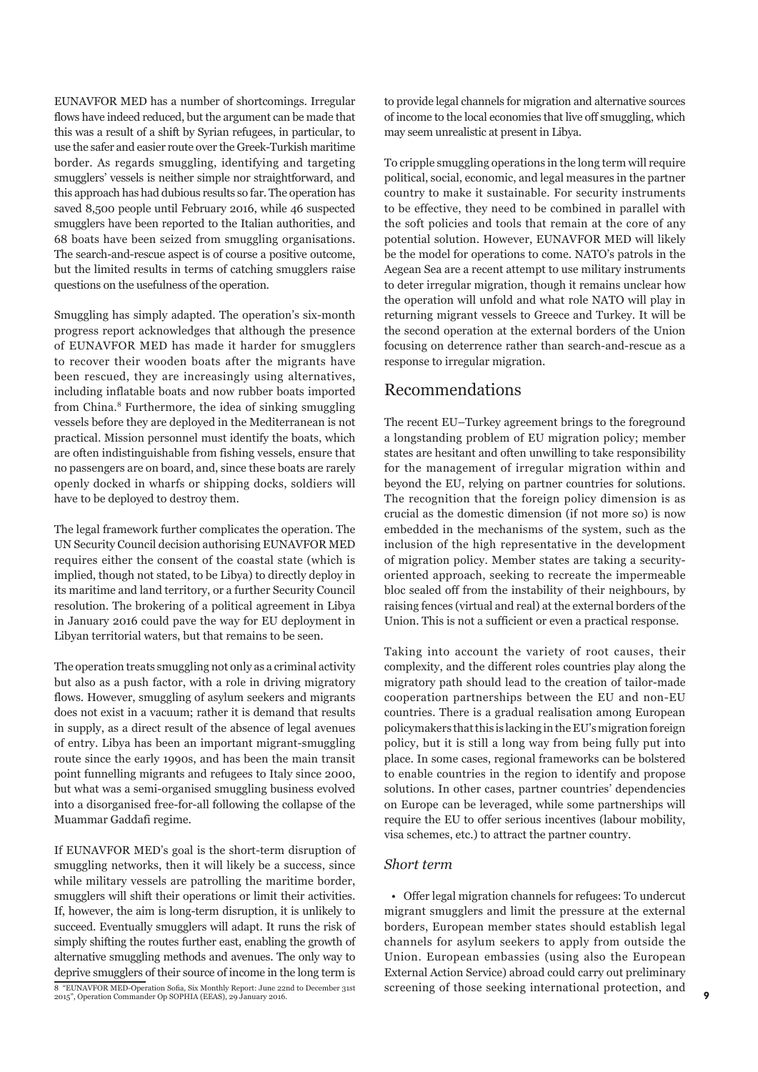EUNAVFOR MED has a number of shortcomings. Irregular flows have indeed reduced, but the argument can be made that this was a result of a shift by Syrian refugees, in particular, to use the safer and easier route over the Greek-Turkish maritime border. As regards smuggling, identifying and targeting smugglers' vessels is neither simple nor straightforward, and this approach has had dubious results so far. The operation has saved 8,500 people until February 2016, while 46 suspected smugglers have been reported to the Italian authorities, and 68 boats have been seized from smuggling organisations. The search-and-rescue aspect is of course a positive outcome, but the limited results in terms of catching smugglers raise questions on the usefulness of the operation.

Smuggling has simply adapted. The operation's six-month progress report acknowledges that although the presence of EUNAVFOR MED has made it harder for smugglers to recover their wooden boats after the migrants have been rescued, they are increasingly using alternatives, including inflatable boats and now rubber boats imported from China.[8] Furthermore, the idea of sinking smuggling vessels before they are deployed in the Mediterranean is not practical. Mission personnel must identify the boats, which are often indistinguishable from fishing vessels, ensure that no passengers are on board, and, since these boats are rarely openly docked in wharfs or shipping docks, soldiers will have to be deployed to destroy them.

The legal framework further complicates the operation. The UN Security Council decision authorising EUNAVFOR MED requires either the consent of the coastal state (which is implied, though not stated, to be Libya) to directly deploy in its maritime and land territory, or a further Security Council resolution. The brokering of a political agreement in Libya in January 2016 could pave the way for EU deployment in Libyan territorial waters, but that remains to be seen.

The operation treats smuggling not only as a criminal activity but also as a push factor, with a role in driving migratory flows. However, smuggling of asylum seekers and migrants does not exist in a vacuum; rather it is demand that results in supply, as a direct result of the absence of legal avenues of entry. Libya has been an important migrant-smuggling route since the early 1990s, and has been the main transit point funnelling migrants and refugees to Italy since 2000, but what was a semi-organised smuggling business evolved into a disorganised free-for-all following the collapse of the Muammar Gaddafi regime.

If EUNAVFOR MED's goal is the short-term disruption of smuggling networks, then it will likely be a success, since while military vessels are patrolling the maritime border, smugglers will shift their operations or limit their activities. If, however, the aim is long-term disruption, it is unlikely to succeed. Eventually smugglers will adapt. It runs the risk of simply shifting the routes further east, enabling the growth of alternative smuggling methods and avenues. The only way to deprive smugglers of their source of income in the long term is to provide legal channels for migration and alternative sources of income to the local economies that live off smuggling, which may seem unrealistic at present in Libya.

To cripple smuggling operations in the long term will require political, social, economic, and legal measures in the partner country to make it sustainable. For security instruments to be effective, they need to be combined in parallel with the soft policies and tools that remain at the core of any potential solution. However, EUNAVFOR MED will likely be the model for operations to come. NATO's patrols in the Aegean Sea are a recent attempt to use military instruments to deter irregular migration, though it remains unclear how the operation will unfold and what role NATO will play in returning migrant vessels to Greece and Turkey. It will be the second operation at the external borders of the Union focusing on deterrence rather than search-and-rescue as a response to irregular migration.

## Recommendations

The recent EU–Turkey agreement brings to the foreground a longstanding problem of EU migration policy; member states are hesitant and often unwilling to take responsibility for the management of irregular migration within and beyond the EU, relying on partner countries for solutions. The recognition that the foreign policy dimension is as crucial as the domestic dimension (if not more so) is now embedded in the mechanisms of the system, such as the inclusion of the high representative in the development of migration policy. Member states are taking a security-oriented approach, seeking to recreate the impermeable bloc sealed off from the instability of their neighbours, by raising fences (virtual and real) at the external borders of the Union. This is not a sufficient or even a practical response.

Taking into account the variety of root causes, their complexity, and the different roles countries play along the migratory path should lead to the creation of tailor-made cooperation partnerships between the EU and non-EU countries. There is a gradual realisation among European policymakers that this is lacking in the EU's migration foreign policy, but it is still a long way from being fully put into place. In some cases, regional frameworks can be bolstered to enable countries in the region to identify and propose solutions. In other cases, partner countries' dependencies on Europe can be leveraged, while some partnerships will require the EU to offer serious incentives (labour mobility, visa schemes, etc.) to attract the partner country.

### *Short term*

- Offer legal migration channels for refugees: To undercut migrant smugglers and limit the pressure at the external borders, European member states should establish legal channels for asylum seekers to apply from outside the Union. European embassies (using also the European External Action Service) abroad could carry out preliminary screening of those seeking international protection, and

8 "EUNAVFOR MED-Operation Sofia, Six Monthly Report: June 22nd to December 31st 2015", Operation Commander Op SOPHIA (EEAS), 29 January 2016.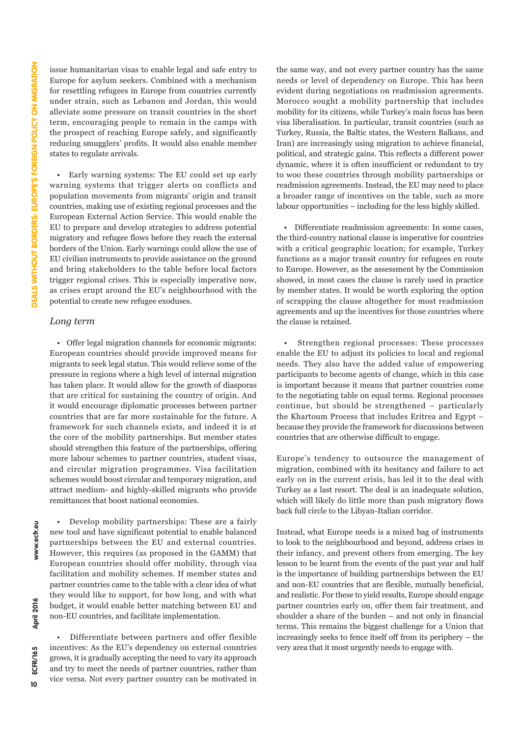issue humanitarian visas to enable legal and safe entry to Europe for asylum seekers. Combined with a mechanism for resettling refugees in Europe from countries currently under strain, such as Lebanon and Jordan, this would alleviate some pressure on transit countries in the short term, encouraging people to remain in the camps with the prospect of reaching Europe safely, and significantly reducing smugglers' profits. It would also enable member states to regulate arrivals.

- Early warning systems: The EU could set up early warning systems that trigger alerts on conflicts and population movements from migrants' origin and transit countries, making use of existing regional processes and the European External Action Service. This would enable the EU to prepare and develop strategies to address potential migratory and refugee flows before they reach the external borders of the Union. Early warnings could allow the use of EU civilian instruments to provide assistance on the ground and bring stakeholders to the table before local factors trigger regional crises. This is especially imperative now, as crises erupt around the EU's neighbourhood with the potential to create new refugee exoduses.

*Long term*

- Offer legal migration channels for economic migrants: European countries should provide improved means for migrants to seek legal status. This would relieve some of the pressure in regions where a high level of internal migration has taken place. It would allow for the growth of diasporas that are critical for sustaining the country of origin. And it would encourage diplomatic processes between partner countries that are far more sustainable for the future. A framework for such channels exists, and indeed it is at the core of the mobility partnerships. But member states should strengthen this feature of the partnerships, offering more labour schemes to partner countries, student visas, and circular migration programmes. Visa facilitation schemes would boost circular and temporary migration, and attract medium- and highly-skilled migrants who provide remittances that boost national economies.

- Develop mobility partnerships: These are a fairly new tool and have significant potential to enable balanced partnerships between the EU and external countries. However, this requires (as proposed in the GAMM) that European countries should offer mobility, through visa facilitation and mobility schemes. If member states and partner countries came to the table with a clear idea of what they would like to support, for how long, and with what budget, it would enable better matching between EU and non-EU countries, and facilitate implementation.

- Differentiate between partners and offer flexible incentives: As the EU's dependency on external countries grows, it is gradually accepting the need to vary its approach and try to meet the needs of partner countries, rather than vice versa. Not every partner country can be motivated in the same way, and not every partner country has the same needs or level of dependency on Europe. This has been evident during negotiations on readmission agreements. Morocco sought a mobility partnership that includes mobility for its citizens, while Turkey's main focus has been visa liberalisation. In particular, transit countries (such as Turkey, Russia, the Baltic states, the Western Balkans, and Iran) are increasingly using migration to achieve financial, political, and strategic gains. This reflects a different power dynamic, where it is often insufficient or redundant to try to woo these countries through mobility partnerships or readmission agreements. Instead, the EU may need to place a broader range of incentives on the table, such as more labour opportunities – including for the less highly skilled.

- Differentiate readmission agreements: In some cases, the third-country national clause is imperative for countries with a critical geographic location; for example, Turkey functions as a major transit country for refugees en route to Europe. However, as the assessment by the Commission showed, in most cases the clause is rarely used in practice by member states. It would be worth exploring the option of scrapping the clause altogether for most readmission agreements and up the incentives for those countries where the clause is retained.

- Strengthen regional processes: These processes enable the EU to adjust its policies to local and regional needs. They also have the added value of empowering participants to become agents of change, which in this case is important because it means that partner countries come to the negotiating table on equal terms. Regional processes continue, but should be strengthened – particularly the Khartoum Process that includes Eritrea and Egypt – because they provide the framework for discussions between countries that are otherwise difficult to engage.

Europe's tendency to outsource the management of migration, combined with its hesitancy and failure to act early on in the current crisis, has led it to the deal with Turkey as a last resort. The deal is an inadequate solution, which will likely do little more than push migratory flows back full circle to the Libyan-Italian corridor.

Instead, what Europe needs is a mixed bag of instruments to look to the neighbourhood and beyond, address crises in their infancy, and prevent others from emerging. The key lesson to be learnt from the events of the past year and half is the importance of building partnerships between the EU and non-EU countries that are flexible, mutually beneficial, and realistic. For these to yield results, Europe should engage partner countries early on, offer them fair treatment, and shoulder a share of the burden – and not only in financial terms. This remains the biggest challenge for a Union that increasingly seeks to fence itself off from its periphery – the very area that it most urgently needs to engage with.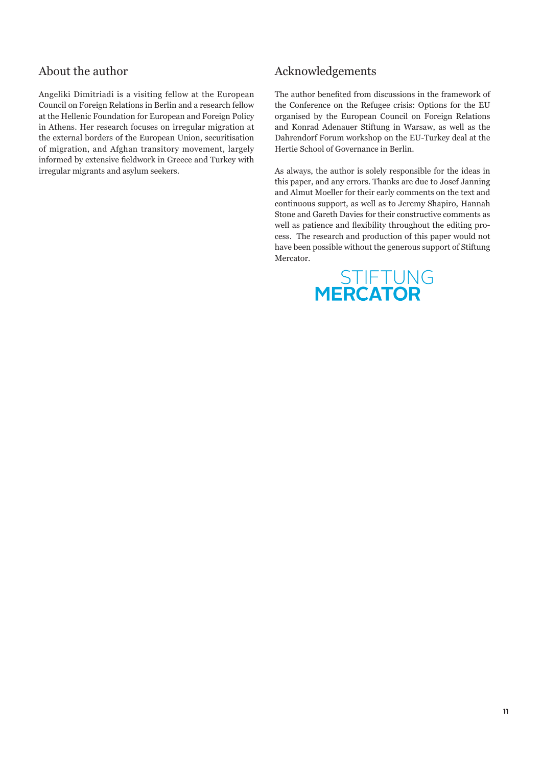## About the author

Angeliki Dimitriadi is a visiting fellow at the European Council on Foreign Relations in Berlin and a research fellow at the Hellenic Foundation for European and Foreign Policy in Athens. Her research focuses on irregular migration at the external borders of the European Union, securitisation of migration, and Afghan transitory movement, largely informed by extensive fieldwork in Greece and Turkey with irregular migrants and asylum seekers.

## Acknowledgements

The author benefited from discussions in the framework of the Conference on the Refugee crisis: Options for the EU organised by the European Council on Foreign Relations and Konrad Adenauer Stiftung in Warsaw, as well as the Dahrendorf Forum workshop on the EU-Turkey deal at the Hertie School of Governance in Berlin.

As always, the author is solely responsible for the ideas in this paper, and any errors. Thanks are due to Josef Janning and Almut Moeller for their early comments on the text and continuous support, as well as to Jeremy Shapiro, Hannah Stone and Gareth Davies for their constructive comments as well as patience and flexibility throughout the editing process. The research and production of this paper would not have been possible without the generous support of Stiftung Mercator.

STIFTUNG MERCATOR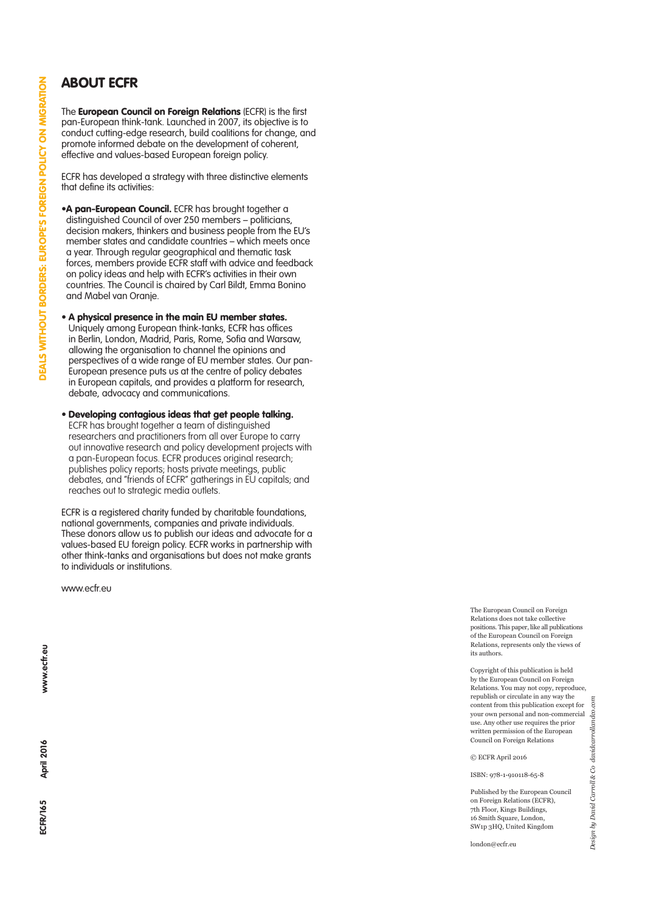## ABOUT ECFR

The **European Council on Foreign Relations** (ECFR) is the first pan-European think-tank. Launched in 2007, its objective is to conduct cutting-edge research, build coalitions for change, and promote informed debate on the development of coherent, effective and values-based European foreign policy.

ECFR has developed a strategy with three distinctive elements that define its activities:

- **A pan-European Council.** ECFR has brought together a distinguished Council of over 250 members – politicians, decision makers, thinkers and business people from the EU's member states and candidate countries – which meets once a year. Through regular geographical and thematic task forces, members provide ECFR staff with advice and feedback on policy ideas and help with ECFR's activities in their own countries. The Council is chaired by Carl Bildt, Emma Bonino and Mabel van Oranje.

- **A physical presence in the main EU member states.** Uniquely among European think-tanks, ECFR has offices in Berlin, London, Madrid, Paris, Rome, Sofia and Warsaw, allowing the organisation to channel the opinions and perspectives of a wide range of EU member states. Our pan-European presence puts us at the centre of policy debates in European capitals, and provides a platform for research, debate, advocacy and communications.

- **Developing contagious ideas that get people talking.** ECFR has brought together a team of distinguished researchers and practitioners from all over Europe to carry out innovative research and policy development projects with a pan-European focus. ECFR produces original research; publishes policy reports; hosts private meetings, public debates, and "friends of ECFR" gatherings in EU capitals; and reaches out to strategic media outlets.

ECFR is a registered charity funded by charitable foundations, national governments, companies and private individuals. These donors allow us to publish our ideas and advocate for a values-based EU foreign policy. ECFR works in partnership with other think-tanks and organisations but does not make grants to individuals or institutions.

www.ecfr.eu

The European Council on Foreign Relations does not take collective positions. This paper, like all publications of the European Council on Foreign Relations, represents only the views of its authors.

Copyright of this publication is held by the European Council on Foreign Relations. You may not copy, reproduce, republish or circulate in any way the content from this publication except for your own personal and non-commercial use. Any other use requires the prior written permission of the European Council on Foreign Relations

© ECFR April 2016

ISBN: 978-1-910118-65-8

Published by the European Council on Foreign Relations (ECFR), 7th Floor, Kings Buildings, 16 Smith Square, London, SW1p 3HQ, United Kingdom

london@ecfr.eu

*Design by David Carroll & Co davidcarrolldco.com*